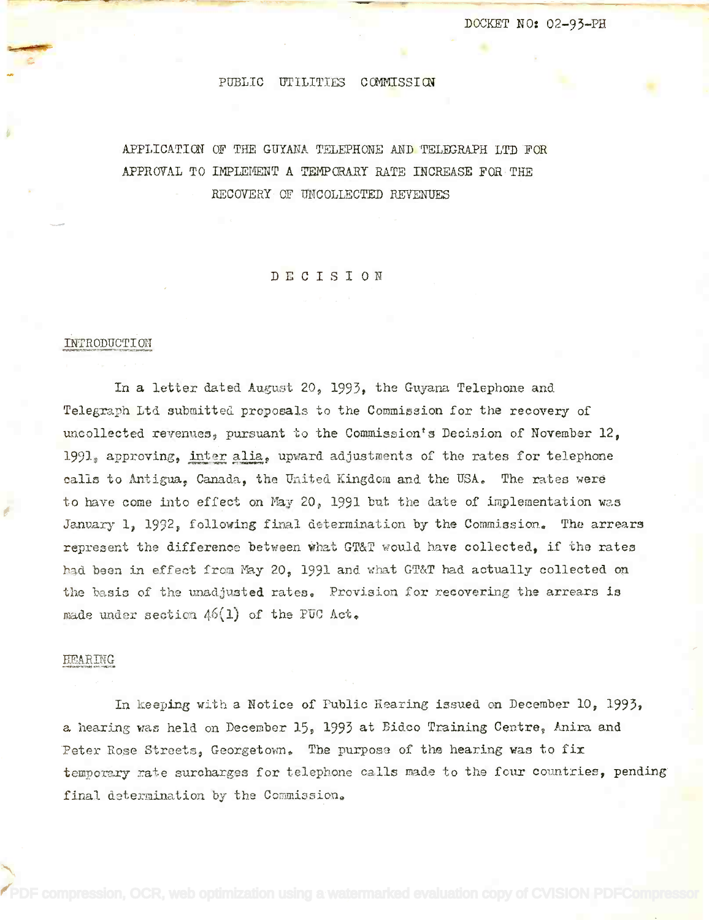DOCKET NO: 02-93-PH

PUBLIC UTILITIES COMMISSION

# APPLICATION OF THE GUYANA TELEPHONE AND TELEGRAPH LTD FOR APPROVAL TO IMPLEMENT A TEMPORARY RATE INCREASE FOR THE RECOVERY OF UNCOLLECTED REVENUES

## D E C I S I O N

### INTRODUCTION

In a letter dated August 20, 1993, the Guyana Telephone and Telegraph Ltd submitted proposals to the Commission for the recovery of uncollected revenues, pursuant to the Commission's Decision of November 12, 1991, approving, *inter alia*, upward adjustments of the rates for telephone calls to Antigua, Canada, the United Kingdom and the USA. The rates were to have come into effect on May 20, 1991 but the date of implementation was January 1, 1992, following final determination by the Commission. The arrears represent the difference between what GT&T would have collected, if the rates had been in effect from May 20, 1991 and what GT&T had actually collected on the basis of the unadjusted rates. Provision for recovering the arrears is made under section 46(1) of the PUC Act.

### HEARING

In keeping with a Notice of Public Hearing issued on December 10, 1993, a hearing was held on December 15, 1993 at Bidco Training Centre, Anira and Peter Rose Streets, Georgetown. The purpose of the hearing was to fix temporary rate surcharges for telephone calls made to the four countries, pending final determination by the Commission.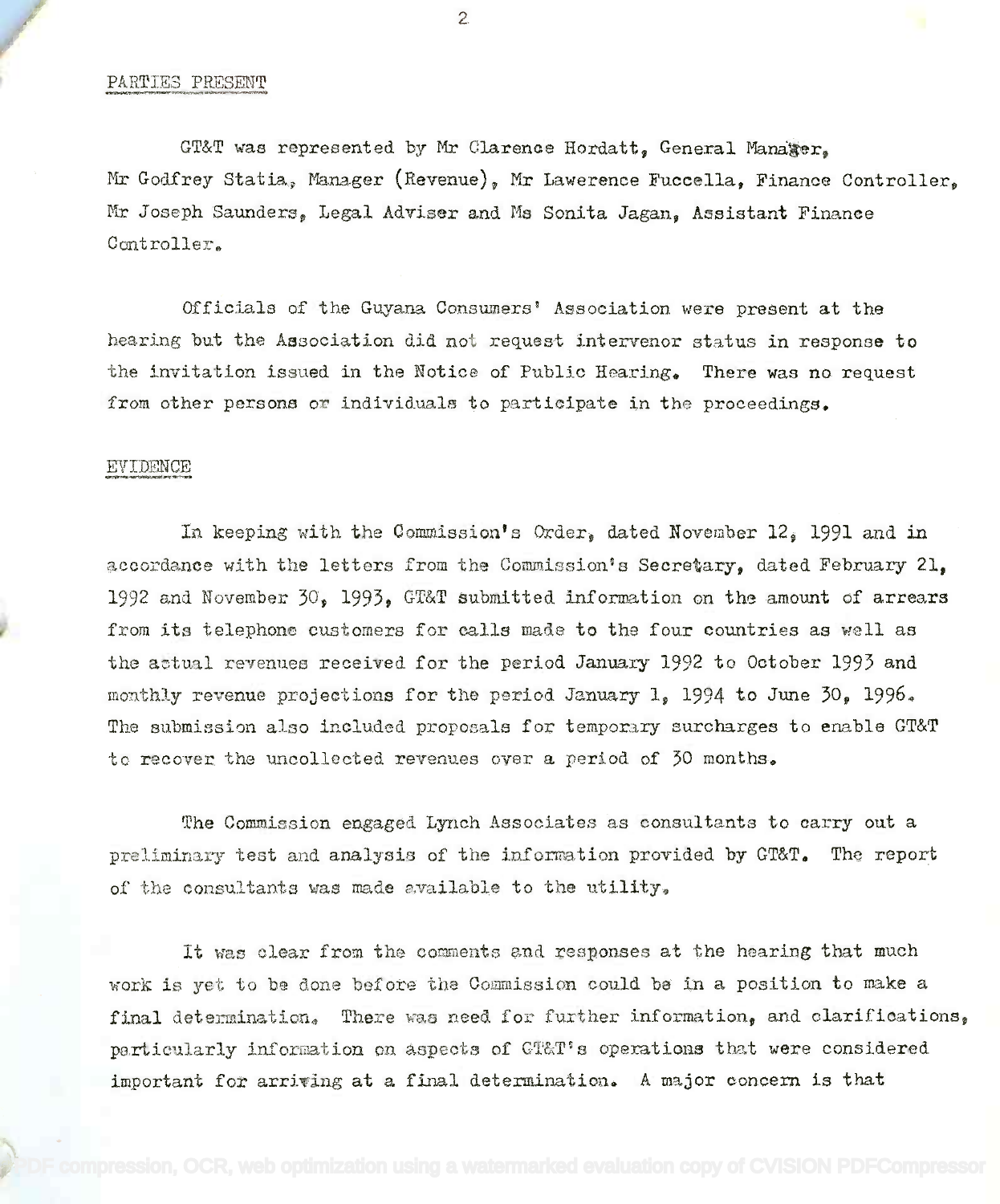## PARTIES PRESENT

GT&T was represented by Mr Clarence Hordatt, General Manager, Mr Godfrey Statia, Manager (Revenue), Mr Lawerence Fuccella, Finance Controller, Mr Joseph Saunders, Legal Adviser and Ms Sonita Jagan, Assistant Finance Controller.

Officials of the Guyana Consumers' Association were present at the hearing but the Association did not request intervenor status in response to the invitation issued in the Notice of Public Hearing. There was no request from other persons or individuals to participate in the proceedings.

## EVIDENCE

In keeping with the Commission's Order, dated November 12, 1991 and in accordance with the letters from the Commission's Secretary, dated February 21, 1992 and November 30, 1993, GT&T submitted information on the amount of arrears from its telephone customers for calls made to the four countries as well as the actual revenues received for the period January 1992 to October 1993 and monthly revenue projections for the period January 1, 1994 to June 30, 1996. The submission also included proposals for temporary surcharges to enable GT&T to recover the uncollected revenues over a period of 30 months.

The Commission engaged Lynch Associates as consultants to carry out a preliminary test and analysis of the information provided by GT&T. The report of the consultants was made available to the utility.

It was clear from the comments and responses at the hearing that much work is yet to be done before the Commission could be in a position to make a final determination. There was need for further information, and clarifications, particularly information on aspects of GT&T's operations that were considered important for arriving at a final determination. A major concern is that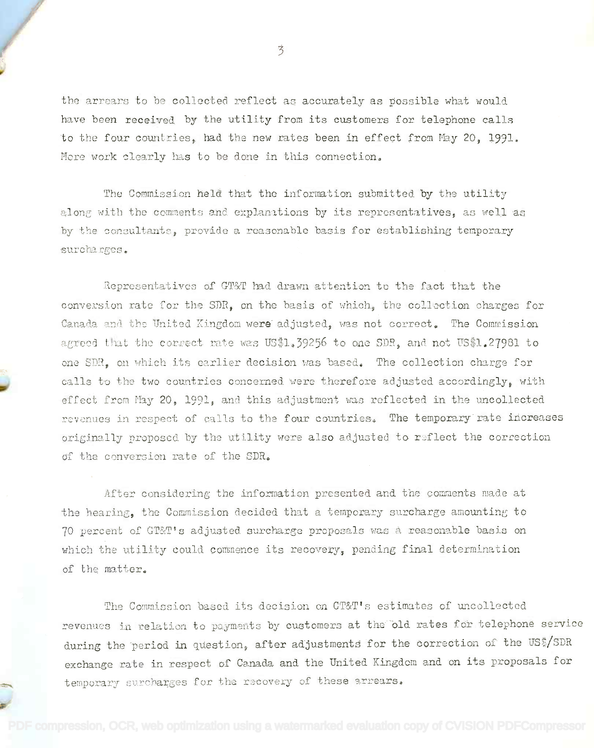the arrears to be collected reflect as accurately as possible what would have been received by the utility from its customers for telephone calls to the four countries, had the new rates been in effect from May 20, 1991. More work clearly has to be done in this connection.

The Commission held that the information submitted by the utility along with the comments and explanations by its representatives, as well as by the consultants, provide a reasonable basis for establishing temporary surcharges.

Representatives of GT&T had drawn attention to the fact that the conversion rate for the SDR, on the basis of which, the collection charges for Canada and the United Kingdom were adjusted, was not correct. The Commission agreed that the correct rate was US$1.39256 to one SDR, and not US$1.27981 to one SDR, on which its earlier decision was based. The collection charge for calls to the two countries concerned were therefore adjusted accordingly, with effect from May 20, 1991, and this adjustment was reflected in the uncollected revenues in respect of calls to the four countries. The temporary rate increases originally proposed by the utility were also adjusted to reflect the correction of the conversion rate of the SDR.

After considering the information presented and the comments made at the hearing, the Commission decided that a temporary surcharge amounting to 70 percent of GT&T's adjusted surcharge proposals was a reasonable basis on which the utility could commence its recovery, pending final determination of the matter.

The Commission based its decision on GT&T's estimates of uncollected revenues in relation to payments by customers at the old rates for telephone service during the period in question, after adjustments for the correction of the US$/SDR exchange rate in respect of Canada and the United Kingdom and on its proposals for temporary surcharges for the recovery of these arrears.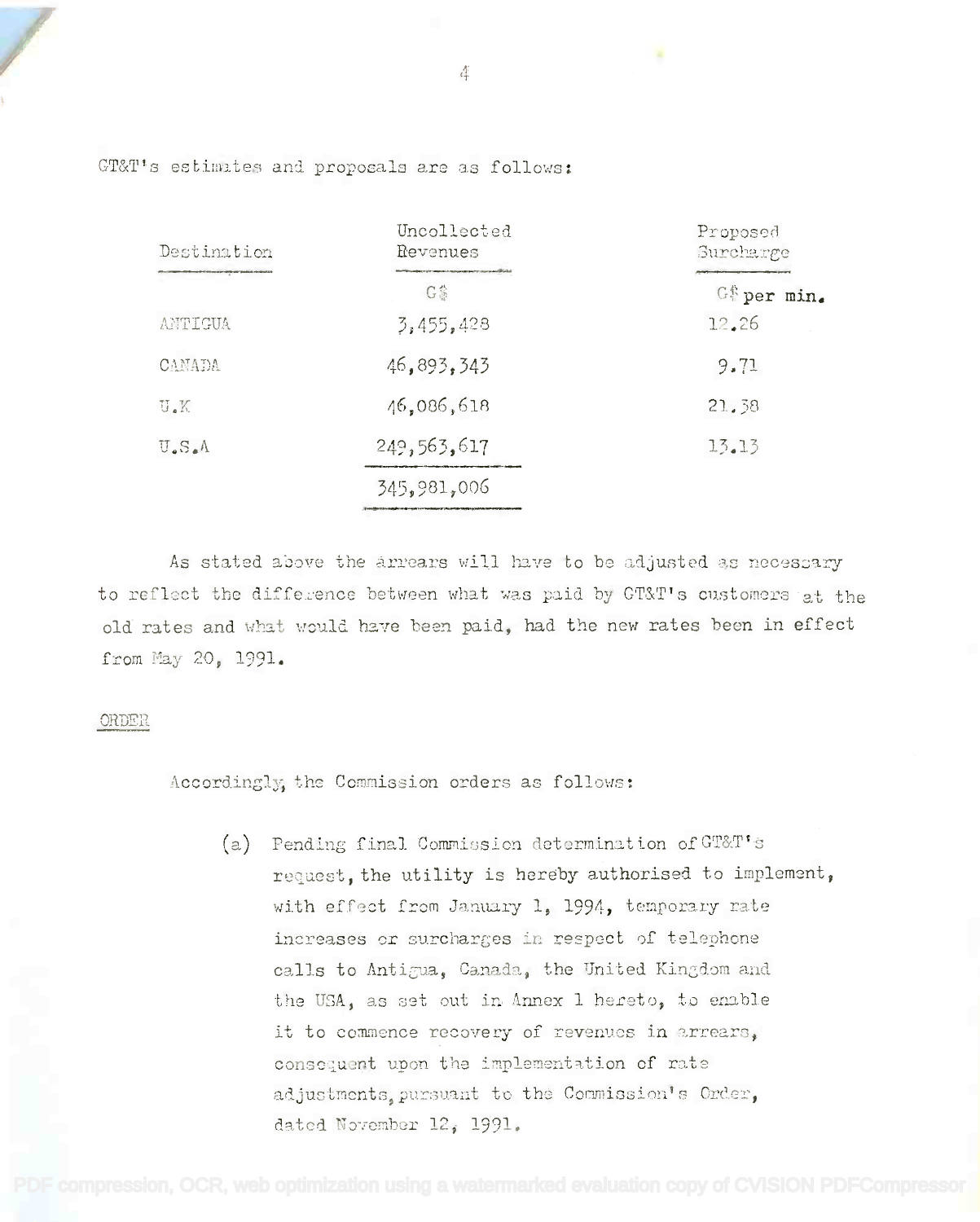GT&T's estimates and proposals are as follows:

| Destination | Uncollected Revenues | Proposed Surcharge |
| --- | --- | --- |
| | G$ | G$ per min. |
| ANTIGUA | 3,455,428 | 12.26 |
| CANADA | 46,893,343 | 9.71 |
| U.K | 46,086,618 | 21.38 |
| U.S.A | 249,563,617 | 13.13 |
| | 345,981,006 | |

As stated above the arrears will have to be adjusted as necessary to reflect the difference between what was paid by GT&T's customers at the old rates and what would have been paid, had the new rates been in effect from May 20, 1991.

ORDER

Accordingly, the Commission orders as follows:

(a) Pending final Commission determination of GT&T's request, the utility is hereby authorised to implement, with effect from January 1, 1994, temporary rate increases or surcharges in respect of telephone calls to Antigua, Canada, the United Kingdom and the USA, as set out in Annex 1 hereto, to enable it to commence recovery of revenues in arrears, consequent upon the implementation of rate adjustments, pursuant to the Commission's Order, dated November 12, 1991.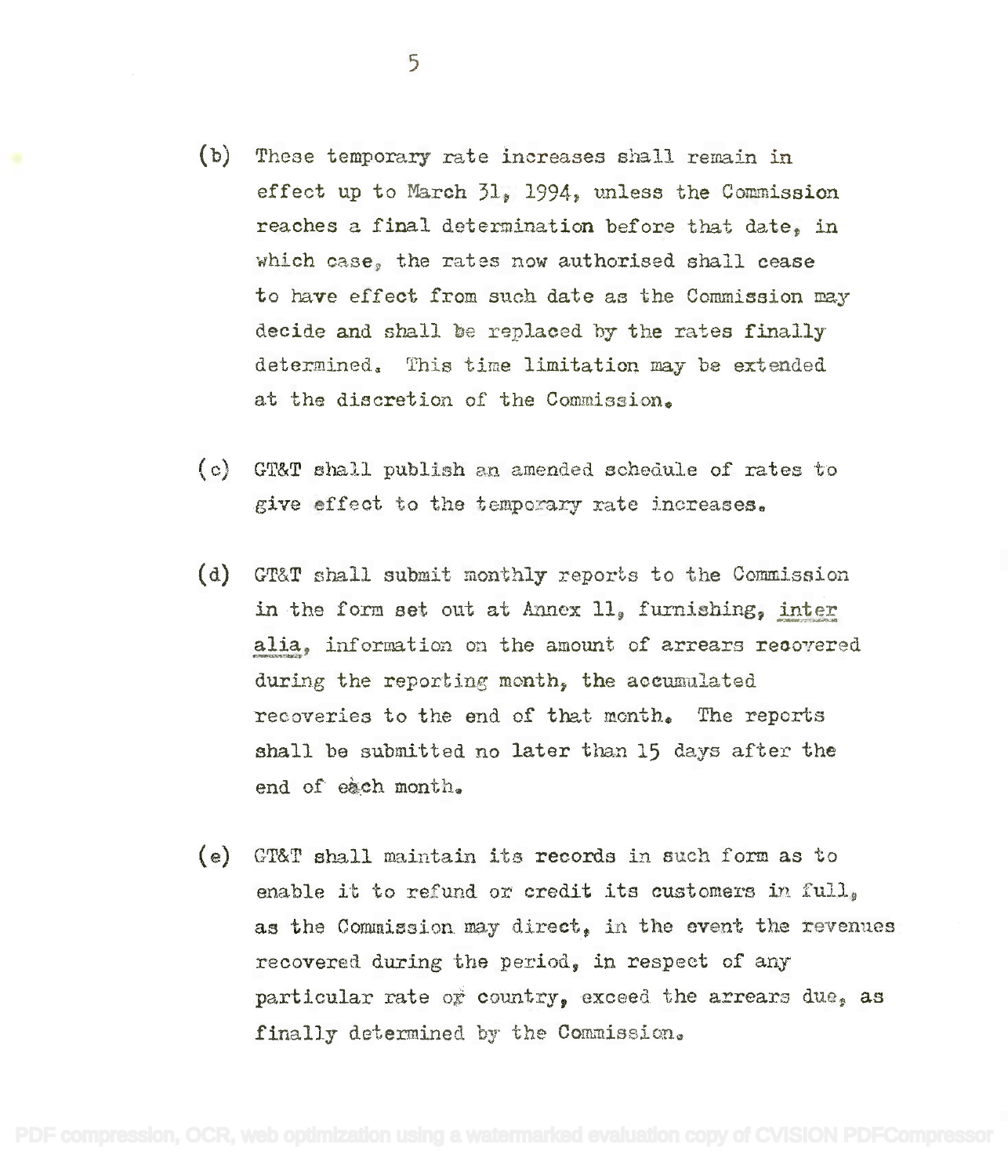(b) These temporary rate increases shall remain in effect up to March 31, 1994, unless the Commission reaches a final determination before that date, in which case, the rates now authorised shall cease to have effect from such date as the Commission may decide and shall be replaced by the rates finally determined. This time limitation may be extended at the discretion of the Commission.

(c) GT&T shall publish an amended schedule of rates to give effect to the temporary rate increases.

(d) GT&T shall submit monthly reports to the Commission in the form set out at Annex 11, furnishing, *inter alia*, information on the amount of arrears recovered during the reporting month, the accumulated recoveries to the end of that month. The reports shall be submitted no later than 15 days after the end of each month.

(e) GT&T shall maintain its records in such form as to enable it to refund or credit its customers in full, as the Commission may direct, in the event the revenues recovered during the period, in respect of any particular rate or country, exceed the arrears due, as finally determined by the Commission.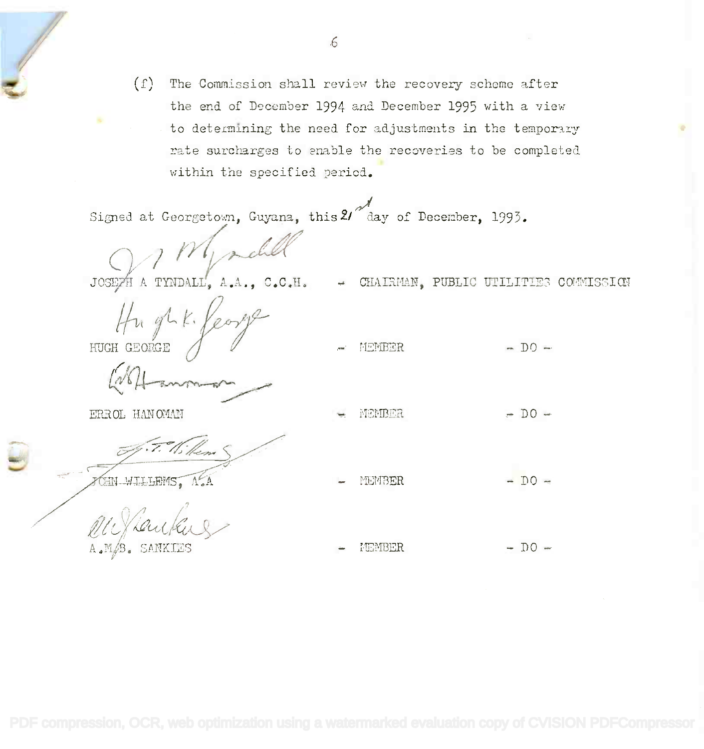(f) The Commission shall review the recovery scheme after the end of December 1994 and December 1995 with a view to determining the need for adjustments in the temporary rate surcharges to enable the recoveries to be completed within the specified period.

Signed at Georgetown, Guyana, this 21st day of December, 1993.

| | | |
|---|---|---|
| JOSEPH A TYNDALL, A.A., C.C.H. | - CHAIRMAN, PUBLIC UTILITIES COMMISSION | |
| HUGH GEORGE | - MEMBER | - DO - |
| ERROL HANOMAN | - MEMBER | - DO - |
| JOHN WILLEMS, A.A | - MEMBER | - DO - |
| A.M.B. SANKIES | - MEMBER | - DO - |

PDF compression, OCR, web optimization using a watermarked evaluation copy of CVISION PDFCompressor